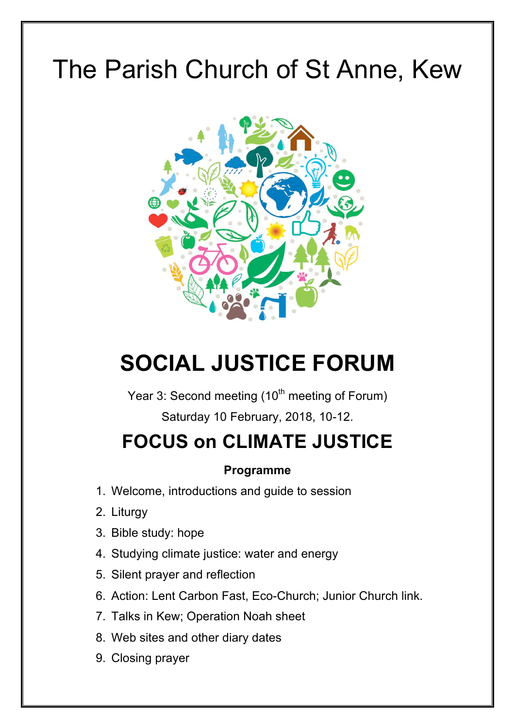# The Parish Church of St Anne, Kew

# SOCIAL JUSTICE FORUM

Year 3: Second meeting (10th meeting of Forum)

Saturday 10 February, 2018, 10-12.

## FOCUS on CLIMATE JUSTICE

**Programme**

1. Welcome, introductions and guide to session
2. Liturgy
3. Bible study: hope
4. Studying climate justice: water and energy
5. Silent prayer and reflection
6. Action: Lent Carbon Fast, Eco-Church; Junior Church link.
7. Talks in Kew; Operation Noah sheet
8. Web sites and other diary dates
9. Closing prayer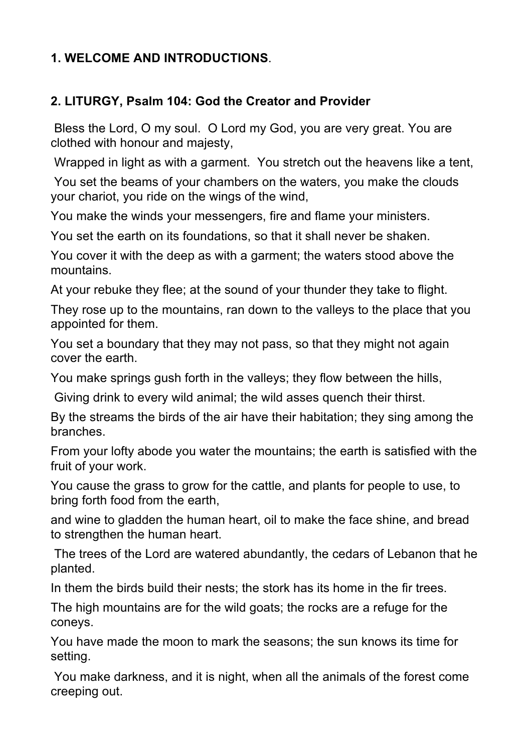**1. WELCOME AND INTRODUCTIONS**.

**2. LITURGY, Psalm 104: God the Creator and Provider**

Bless the Lord, O my soul. O Lord my God, you are very great. You are clothed with honour and majesty,

Wrapped in light as with a garment. You stretch out the heavens like a tent,

You set the beams of your chambers on the waters, you make the clouds your chariot, you ride on the wings of the wind,

You make the winds your messengers, fire and flame your ministers.

You set the earth on its foundations, so that it shall never be shaken.

You cover it with the deep as with a garment; the waters stood above the mountains.

At your rebuke they flee; at the sound of your thunder they take to flight.

They rose up to the mountains, ran down to the valleys to the place that you appointed for them.

You set a boundary that they may not pass, so that they might not again cover the earth.

You make springs gush forth in the valleys; they flow between the hills,

Giving drink to every wild animal; the wild asses quench their thirst.

By the streams the birds of the air have their habitation; they sing among the branches.

From your lofty abode you water the mountains; the earth is satisfied with the fruit of your work.

You cause the grass to grow for the cattle, and plants for people to use, to bring forth food from the earth,

and wine to gladden the human heart, oil to make the face shine, and bread to strengthen the human heart.

The trees of the Lord are watered abundantly, the cedars of Lebanon that he planted.

In them the birds build their nests; the stork has its home in the fir trees.

The high mountains are for the wild goats; the rocks are a refuge for the coneys.

You have made the moon to mark the seasons; the sun knows its time for setting.

You make darkness, and it is night, when all the animals of the forest come creeping out.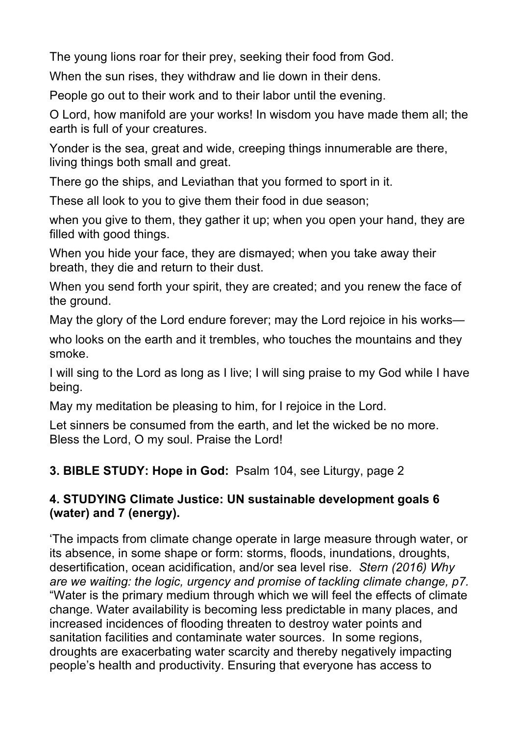The young lions roar for their prey, seeking their food from God.

When the sun rises, they withdraw and lie down in their dens.

People go out to their work and to their labor until the evening.

O Lord, how manifold are your works! In wisdom you have made them all; the earth is full of your creatures.

Yonder is the sea, great and wide, creeping things innumerable are there, living things both small and great.

There go the ships, and Leviathan that you formed to sport in it.

These all look to you to give them their food in due season;

when you give to them, they gather it up; when you open your hand, they are filled with good things.

When you hide your face, they are dismayed; when you take away their breath, they die and return to their dust.

When you send forth your spirit, they are created; and you renew the face of the ground.

May the glory of the Lord endure forever; may the Lord rejoice in his works—

who looks on the earth and it trembles, who touches the mountains and they smoke.

I will sing to the Lord as long as I live; I will sing praise to my God while I have being.

May my meditation be pleasing to him, for I rejoice in the Lord.

Let sinners be consumed from the earth, and let the wicked be no more.
Bless the Lord, O my soul. Praise the Lord!

**3. BIBLE STUDY: Hope in God:** Psalm 104, see Liturgy, page 2

**4. STUDYING Climate Justice: UN sustainable development goals 6 (water) and 7 (energy).**

'The impacts from climate change operate in large measure through water, or its absence, in some shape or form: storms, floods, inundations, droughts, desertification, ocean acidification, and/or sea level rise. *Stern (2016) Why are we waiting: the logic, urgency and promise of tackling climate change, p7.*
"Water is the primary medium through which we will feel the effects of climate change. Water availability is becoming less predictable in many places, and increased incidences of flooding threaten to destroy water points and sanitation facilities and contaminate water sources. In some regions, droughts are exacerbating water scarcity and thereby negatively impacting people's health and productivity. Ensuring that everyone has access to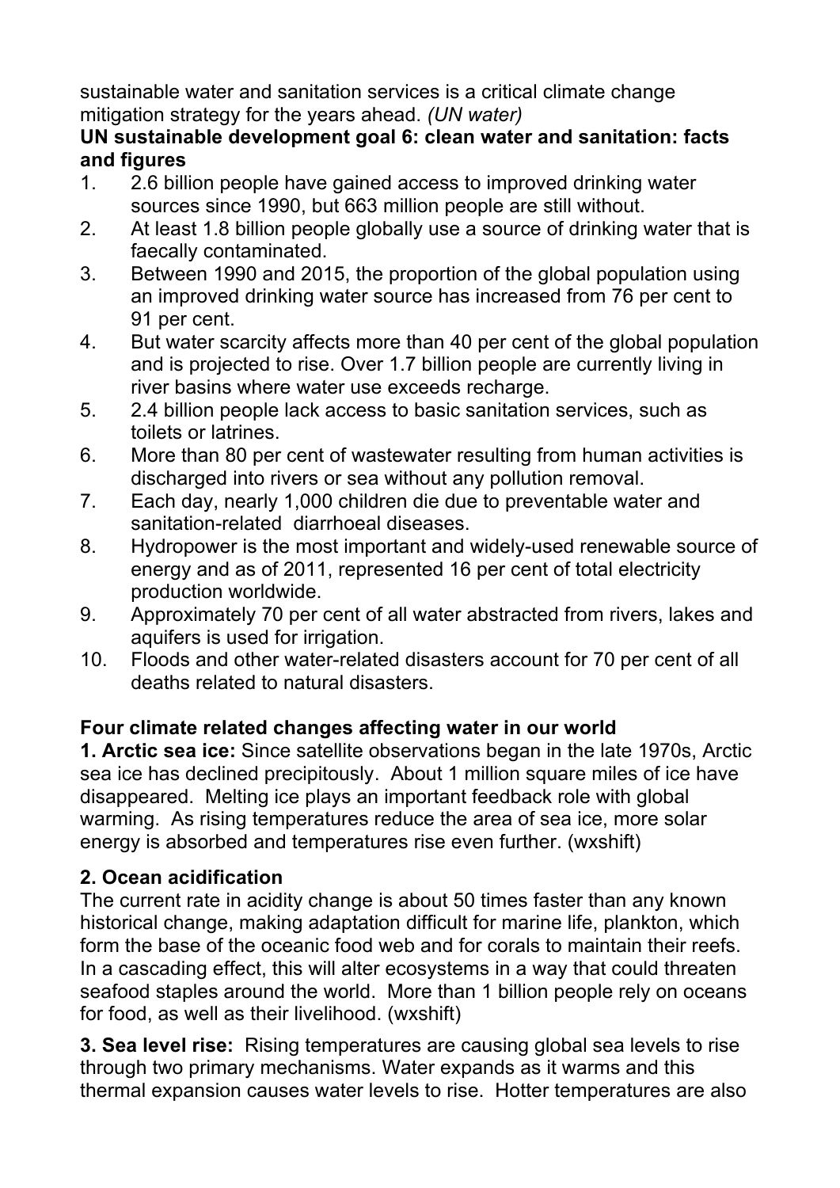sustainable water and sanitation services is a critical climate change mitigation strategy for the years ahead. *(UN water)*

**UN sustainable development goal 6: clean water and sanitation: facts and figures**

1. 2.6 billion people have gained access to improved drinking water sources since 1990, but 663 million people are still without.
2. At least 1.8 billion people globally use a source of drinking water that is faecally contaminated.
3. Between 1990 and 2015, the proportion of the global population using an improved drinking water source has increased from 76 per cent to 91 per cent.
4. But water scarcity affects more than 40 per cent of the global population and is projected to rise. Over 1.7 billion people are currently living in river basins where water use exceeds recharge.
5. 2.4 billion people lack access to basic sanitation services, such as toilets or latrines.
6. More than 80 per cent of wastewater resulting from human activities is discharged into rivers or sea without any pollution removal.
7. Each day, nearly 1,000 children die due to preventable water and sanitation-related diarrhoeal diseases.
8. Hydropower is the most important and widely-used renewable source of energy and as of 2011, represented 16 per cent of total electricity production worldwide.
9. Approximately 70 per cent of all water abstracted from rivers, lakes and aquifers is used for irrigation.
10. Floods and other water-related disasters account for 70 per cent of all deaths related to natural disasters.

**Four climate related changes affecting water in our world**

**1. Arctic sea ice:** Since satellite observations began in the late 1970s, Arctic sea ice has declined precipitously. About 1 million square miles of ice have disappeared. Melting ice plays an important feedback role with global warming. As rising temperatures reduce the area of sea ice, more solar energy is absorbed and temperatures rise even further. (wxshift)

**2. Ocean acidification**

The current rate in acidity change is about 50 times faster than any known historical change, making adaptation difficult for marine life, plankton, which form the base of the oceanic food web and for corals to maintain their reefs. In a cascading effect, this will alter ecosystems in a way that could threaten seafood staples around the world. More than 1 billion people rely on oceans for food, as well as their livelihood. (wxshift)

**3. Sea level rise:** Rising temperatures are causing global sea levels to rise through two primary mechanisms. Water expands as it warms and this thermal expansion causes water levels to rise. Hotter temperatures are also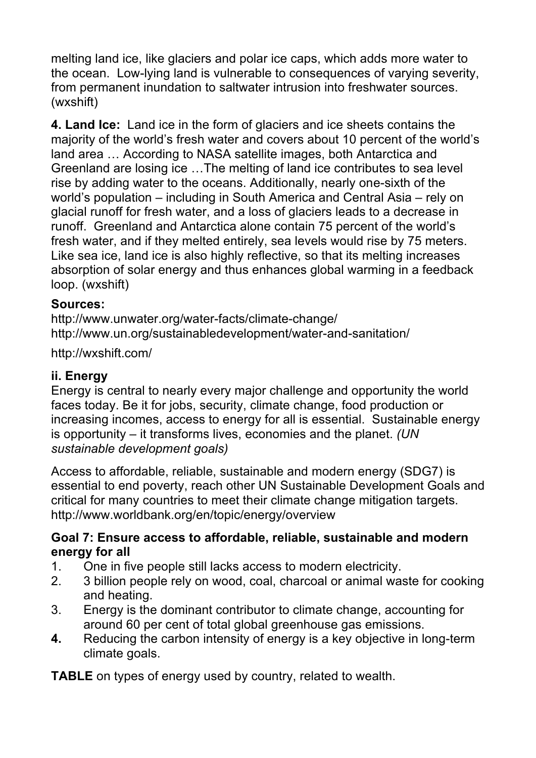melting land ice, like glaciers and polar ice caps, which adds more water to the ocean. Low-lying land is vulnerable to consequences of varying severity, from permanent inundation to saltwater intrusion into freshwater sources. (wxshift)

**4. Land Ice:** Land ice in the form of glaciers and ice sheets contains the majority of the world's fresh water and covers about 10 percent of the world's land area … According to NASA satellite images, both Antarctica and Greenland are losing ice …The melting of land ice contributes to sea level rise by adding water to the oceans. Additionally, nearly one-sixth of the world's population – including in South America and Central Asia – rely on glacial runoff for fresh water, and a loss of glaciers leads to a decrease in runoff. Greenland and Antarctica alone contain 75 percent of the world's fresh water, and if they melted entirely, sea levels would rise by 75 meters. Like sea ice, land ice is also highly reflective, so that its melting increases absorption of solar energy and thus enhances global warming in a feedback loop. (wxshift)

**Sources:**
http://www.unwater.org/water-facts/climate-change/
http://www.un.org/sustainabledevelopment/water-and-sanitation/

http://wxshift.com/

### ii. Energy

Energy is central to nearly every major challenge and opportunity the world faces today. Be it for jobs, security, climate change, food production or increasing incomes, access to energy for all is essential. Sustainable energy is opportunity – it transforms lives, economies and the planet. *(UN sustainable development goals)*

Access to affordable, reliable, sustainable and modern energy (SDG7) is essential to end poverty, reach other UN Sustainable Development Goals and critical for many countries to meet their climate change mitigation targets. http://www.worldbank.org/en/topic/energy/overview

**Goal 7: Ensure access to affordable, reliable, sustainable and modern energy for all**

1. One in five people still lacks access to modern electricity.
2. 3 billion people rely on wood, coal, charcoal or animal waste for cooking and heating.
3. Energy is the dominant contributor to climate change, accounting for around 60 per cent of total global greenhouse gas emissions.
4. Reducing the carbon intensity of energy is a key objective in long-term climate goals.

**TABLE** on types of energy used by country, related to wealth.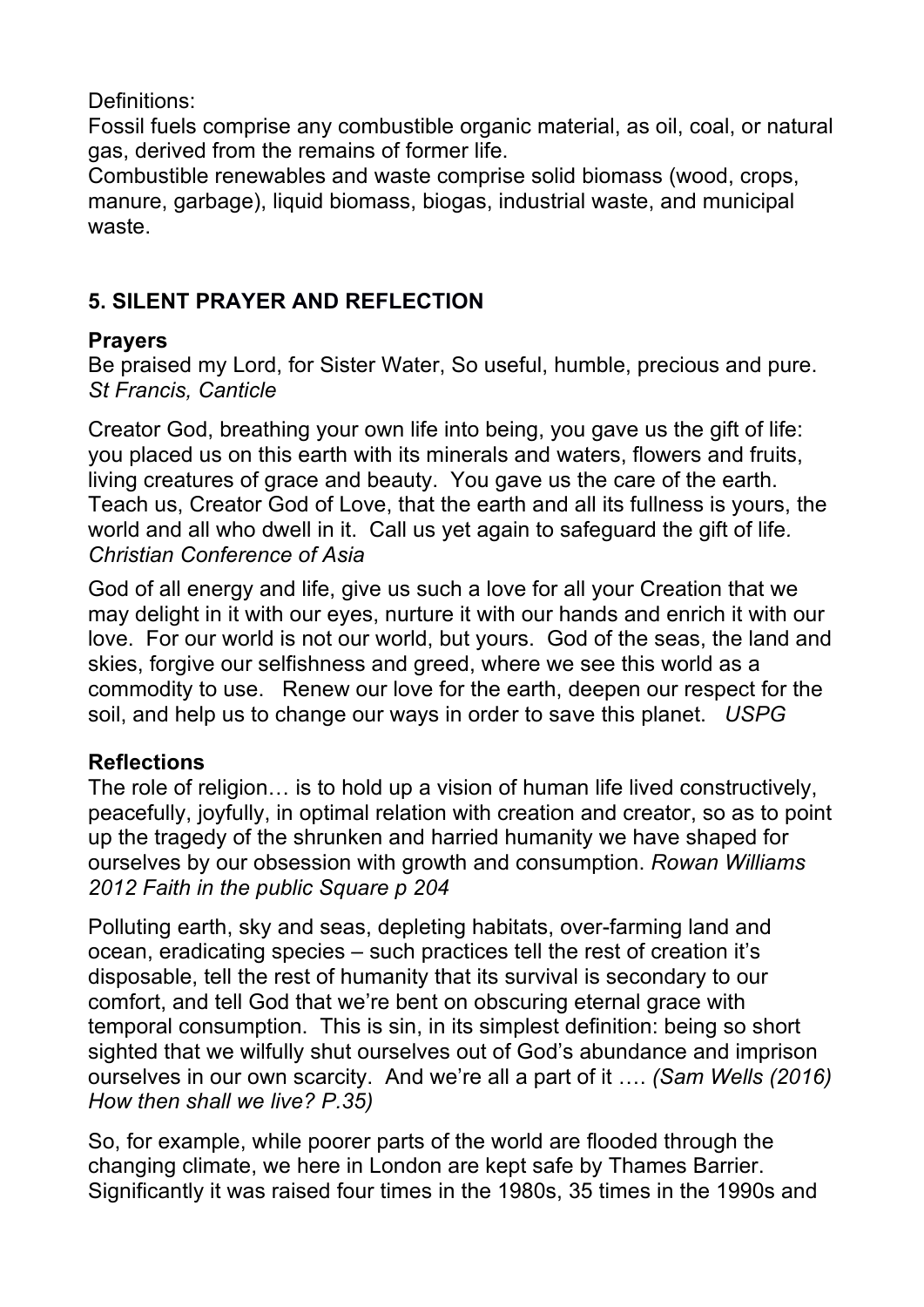Definitions:
Fossil fuels comprise any combustible organic material, as oil, coal, or natural gas, derived from the remains of former life.
Combustible renewables and waste comprise solid biomass (wood, crops, manure, garbage), liquid biomass, biogas, industrial waste, and municipal waste.

## 5. SILENT PRAYER AND REFLECTION

### Prayers

Be praised my Lord, for Sister Water, So useful, humble, precious and pure.
*St Francis, Canticle*

Creator God, breathing your own life into being, you gave us the gift of life: you placed us on this earth with its minerals and waters, flowers and fruits, living creatures of grace and beauty. You gave us the care of the earth. Teach us, Creator God of Love, that the earth and all its fullness is yours, the world and all who dwell in it. Call us yet again to safeguard the gift of life.
*Christian Conference of Asia*

God of all energy and life, give us such a love for all your Creation that we may delight in it with our eyes, nurture it with our hands and enrich it with our love. For our world is not our world, but yours. God of the seas, the land and skies, forgive our selfishness and greed, where we see this world as a commodity to use. Renew our love for the earth, deepen our respect for the soil, and help us to change our ways in order to save this planet. *USPG*

### Reflections

The role of religion… is to hold up a vision of human life lived constructively, peacefully, joyfully, in optimal relation with creation and creator, so as to point up the tragedy of the shrunken and harried humanity we have shaped for ourselves by our obsession with growth and consumption. *Rowan Williams 2012 Faith in the public Square p 204*

Polluting earth, sky and seas, depleting habitats, over-farming land and ocean, eradicating species – such practices tell the rest of creation it's disposable, tell the rest of humanity that its survival is secondary to our comfort, and tell God that we're bent on obscuring eternal grace with temporal consumption. This is sin, in its simplest definition: being so short sighted that we wilfully shut ourselves out of God's abundance and imprison ourselves in our own scarcity. And we're all a part of it …. *(Sam Wells (2016) How then shall we live? P.35)*

So, for example, while poorer parts of the world are flooded through the changing climate, we here in London are kept safe by Thames Barrier. Significantly it was raised four times in the 1980s, 35 times in the 1990s and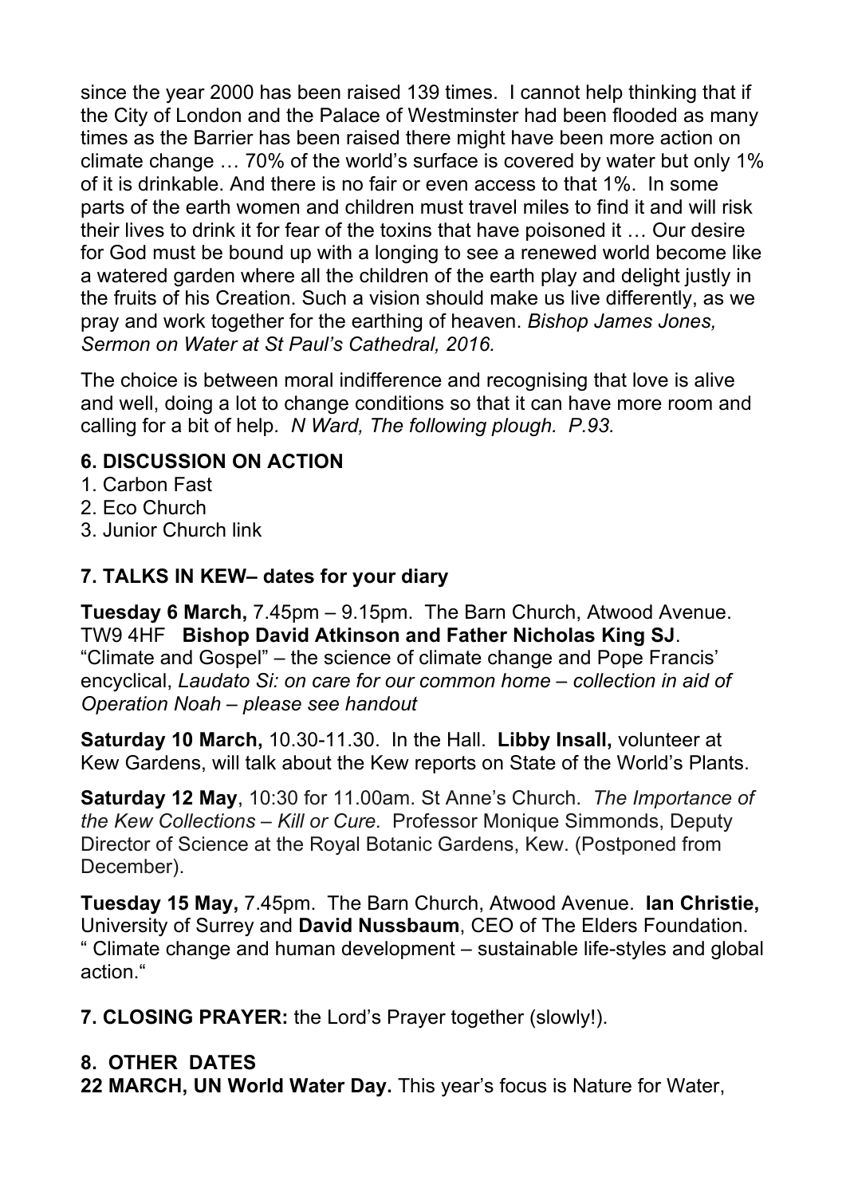since the year 2000 has been raised 139 times. I cannot help thinking that if the City of London and the Palace of Westminster had been flooded as many times as the Barrier has been raised there might have been more action on climate change … 70% of the world's surface is covered by water but only 1% of it is drinkable. And there is no fair or even access to that 1%. In some parts of the earth women and children must travel miles to find it and will risk their lives to drink it for fear of the toxins that have poisoned it … Our desire for God must be bound up with a longing to see a renewed world become like a watered garden where all the children of the earth play and delight justly in the fruits of his Creation. Such a vision should make us live differently, as we pray and work together for the earthing of heaven. *Bishop James Jones, Sermon on Water at St Paul's Cathedral, 2016.*

The choice is between moral indifference and recognising that love is alive and well, doing a lot to change conditions so that it can have more room and calling for a bit of help. *N Ward, The following plough. P.93.*

### 6. DISCUSSION ON ACTION

1. Carbon Fast
2. Eco Church
3. Junior Church link

### 7. TALKS IN KEW– dates for your diary

**Tuesday 6 March,** 7.45pm – 9.15pm. The Barn Church, Atwood Avenue. TW9 4HF **Bishop David Atkinson and Father Nicholas King SJ**. "Climate and Gospel" – the science of climate change and Pope Francis' encyclical, *Laudato Si: on care for our common home – collection in aid of Operation Noah – please see handout*

**Saturday 10 March,** 10.30-11.30. In the Hall. **Libby Insall,** volunteer at Kew Gardens, will talk about the Kew reports on State of the World's Plants.

**Saturday 12 May**, 10:30 for 11.00am. St Anne's Church. *The Importance of the Kew Collections – Kill or Cure.* Professor Monique Simmonds, Deputy Director of Science at the Royal Botanic Gardens, Kew. (Postponed from December).

**Tuesday 15 May,** 7.45pm. The Barn Church, Atwood Avenue. **Ian Christie,** University of Surrey and **David Nussbaum**, CEO of The Elders Foundation. " Climate change and human development – sustainable life-styles and global action."

**7. CLOSING PRAYER:** the Lord's Prayer together (slowly!).

### 8. OTHER DATES

**22 MARCH, UN World Water Day.** This year's focus is Nature for Water,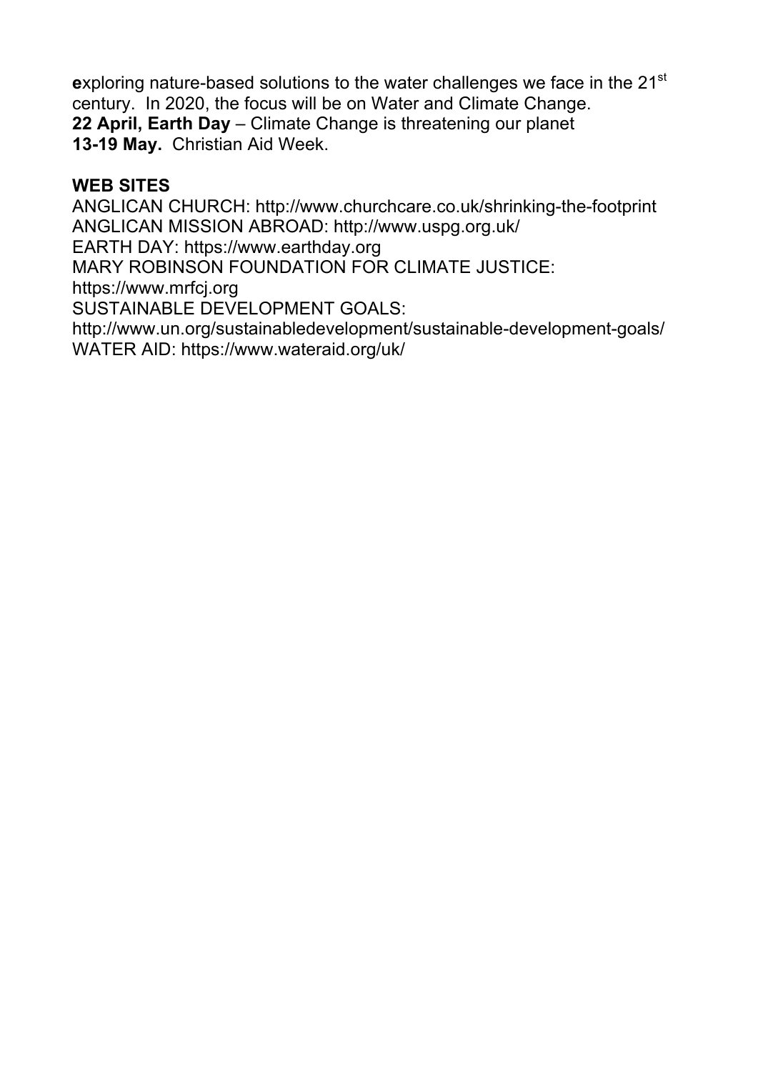**e**xploring nature-based solutions to the water challenges we face in the 21st century. In 2020, the focus will be on Water and Climate Change.

**22 April, Earth Day** – Climate Change is threatening our planet

**13-19 May.** Christian Aid Week.

**WEB SITES**

ANGLICAN CHURCH: http://www.churchcare.co.uk/shrinking-the-footprint
ANGLICAN MISSION ABROAD: http://www.uspg.org.uk/
EARTH DAY: https://www.earthday.org
MARY ROBINSON FOUNDATION FOR CLIMATE JUSTICE: https://www.mrfcj.org
SUSTAINABLE DEVELOPMENT GOALS: http://www.un.org/sustainabledevelopment/sustainable-development-goals/
WATER AID: https://www.wateraid.org/uk/